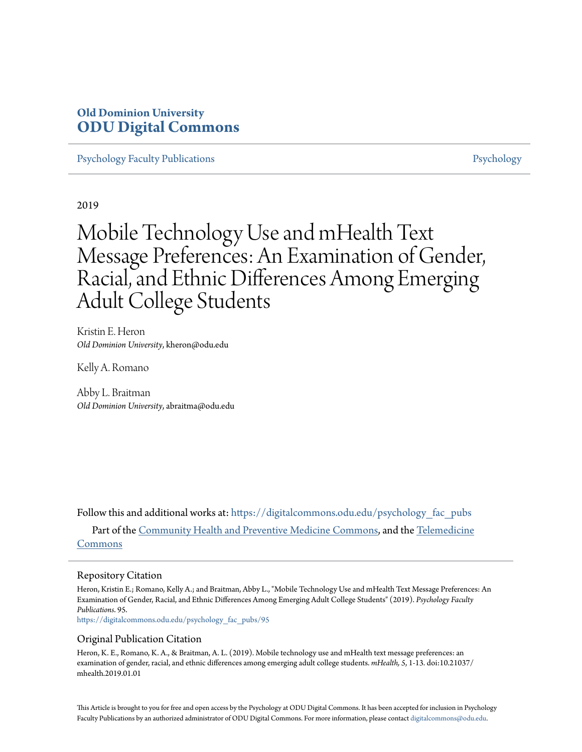**Old Dominion University**
**ODU Digital Commons**

Psychology Faculty Publications | Psychology

2019

# Mobile Technology Use and mHealth Text Message Preferences: An Examination of Gender, Racial, and Ethnic Differences Among Emerging Adult College Students

Kristin E. Heron
*Old Dominion University*, kheron@odu.edu

Kelly A. Romano

Abby L. Braitman
*Old Dominion University*, abraitma@odu.edu

Follow this and additional works at: https://digitalcommons.odu.edu/psychology_fac_pubs

Part of the Community Health and Preventive Medicine Commons, and the Telemedicine Commons

## Repository Citation

Heron, Kristin E.; Romano, Kelly A.; and Braitman, Abby L., "Mobile Technology Use and mHealth Text Message Preferences: An Examination of Gender, Racial, and Ethnic Differences Among Emerging Adult College Students" (2019). *Psychology Faculty Publications*. 95.
https://digitalcommons.odu.edu/psychology_fac_pubs/95

## Original Publication Citation

Heron, K. E., Romano, K. A., & Braitman, A. L. (2019). Mobile technology use and mHealth text message preferences: an examination of gender, racial, and ethnic differences among emerging adult college students. *mHealth, 5*, 1-13. doi:10.21037/mhealth.2019.01.01

This Article is brought to you for free and open access by the Psychology at ODU Digital Commons. It has been accepted for inclusion in Psychology Faculty Publications by an authorized administrator of ODU Digital Commons. For more information, please contact digitalcommons@odu.edu.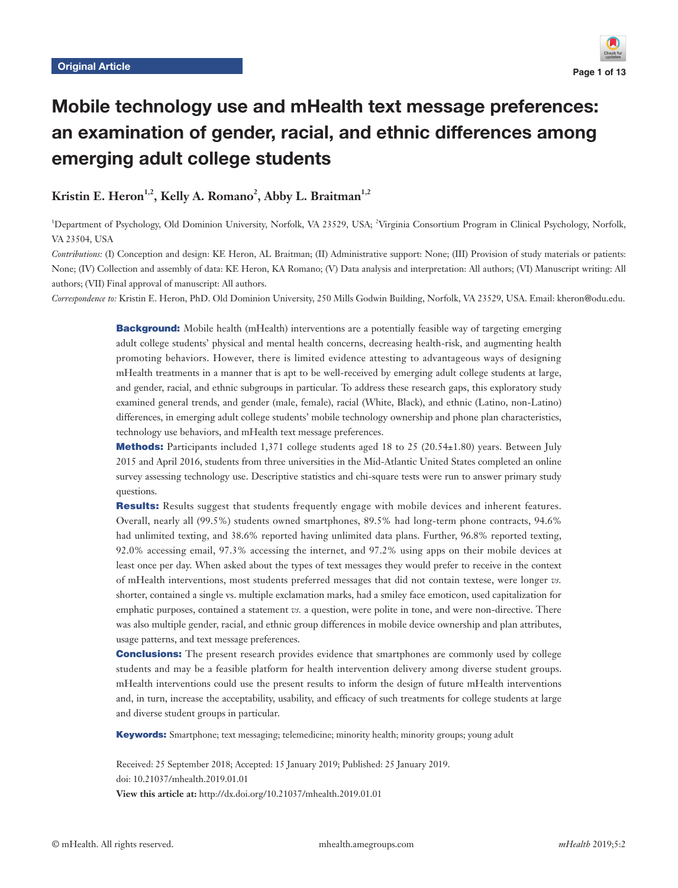Original Article

# Mobile technology use and mHealth text message preferences: an examination of gender, racial, and ethnic differences among emerging adult college students

**Kristin E. Heron[1,2], Kelly A. Romano[2], Abby L. Braitman[1,2]**

[1]Department of Psychology, Old Dominion University, Norfolk, VA 23529, USA; [2]Virginia Consortium Program in Clinical Psychology, Norfolk, VA 23504, USA

*Contributions:* (I) Conception and design: KE Heron, AL Braitman; (II) Administrative support: None; (III) Provision of study materials or patients: None; (IV) Collection and assembly of data: KE Heron, KA Romano; (V) Data analysis and interpretation: All authors; (VI) Manuscript writing: All authors; (VII) Final approval of manuscript: All authors.

*Correspondence to:* Kristin E. Heron, PhD. Old Dominion University, 250 Mills Godwin Building, Norfolk, VA 23529, USA. Email: kheron@odu.edu.

**Background:** Mobile health (mHealth) interventions are a potentially feasible way of targeting emerging adult college students' physical and mental health concerns, decreasing health-risk, and augmenting health promoting behaviors. However, there is limited evidence attesting to advantageous ways of designing mHealth treatments in a manner that is apt to be well-received by emerging adult college students at large, and gender, racial, and ethnic subgroups in particular. To address these research gaps, this exploratory study examined general trends, and gender (male, female), racial (White, Black), and ethnic (Latino, non-Latino) differences, in emerging adult college students' mobile technology ownership and phone plan characteristics, technology use behaviors, and mHealth text message preferences.

**Methods:** Participants included 1,371 college students aged 18 to 25 (20.54±1.80) years. Between July 2015 and April 2016, students from three universities in the Mid-Atlantic United States completed an online survey assessing technology use. Descriptive statistics and chi-square tests were run to answer primary study questions.

**Results:** Results suggest that students frequently engage with mobile devices and inherent features. Overall, nearly all (99.5%) students owned smartphones, 89.5% had long-term phone contracts, 94.6% had unlimited texting, and 38.6% reported having unlimited data plans. Further, 96.8% reported texting, 92.0% accessing email, 97.3% accessing the internet, and 97.2% using apps on their mobile devices at least once per day. When asked about the types of text messages they would prefer to receive in the context of mHealth interventions, most students preferred messages that did not contain textese, were longer *vs.* shorter, contained a single vs. multiple exclamation marks, had a smiley face emoticon, used capitalization for emphatic purposes, contained a statement *vs.* a question, were polite in tone, and were non-directive. There was also multiple gender, racial, and ethnic group differences in mobile device ownership and plan attributes, usage patterns, and text message preferences.

**Conclusions:** The present research provides evidence that smartphones are commonly used by college students and may be a feasible platform for health intervention delivery among diverse student groups. mHealth interventions could use the present results to inform the design of future mHealth interventions and, in turn, increase the acceptability, usability, and efficacy of such treatments for college students at large and diverse student groups in particular.

**Keywords:** Smartphone; text messaging; telemedicine; minority health; minority groups; young adult

Received: 25 September 2018; Accepted: 15 January 2019; Published: 25 January 2019.
doi: 10.21037/mhealth.2019.01.01
**View this article at:** http://dx.doi.org/10.21037/mhealth.2019.01.01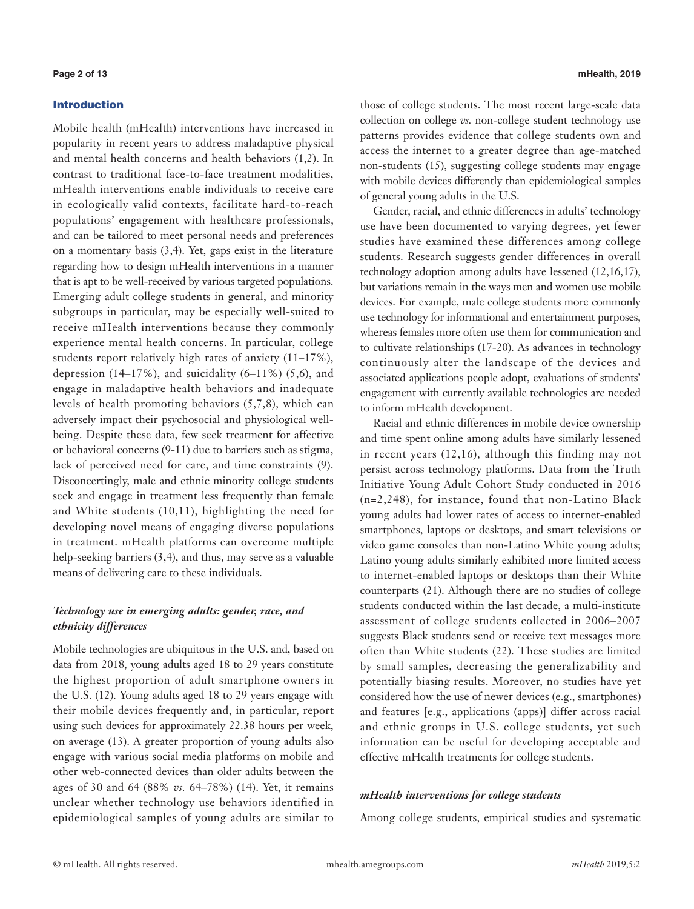## Introduction

Mobile health (mHealth) interventions have increased in popularity in recent years to address maladaptive physical and mental health concerns and health behaviors (1,2). In contrast to traditional face-to-face treatment modalities, mHealth interventions enable individuals to receive care in ecologically valid contexts, facilitate hard-to-reach populations' engagement with healthcare professionals, and can be tailored to meet personal needs and preferences on a momentary basis (3,4). Yet, gaps exist in the literature regarding how to design mHealth interventions in a manner that is apt to be well-received by various targeted populations. Emerging adult college students in general, and minority subgroups in particular, may be especially well-suited to receive mHealth interventions because they commonly experience mental health concerns. In particular, college students report relatively high rates of anxiety (11–17%), depression (14–17%), and suicidality (6–11%) (5,6), and engage in maladaptive health behaviors and inadequate levels of health promoting behaviors (5,7,8), which can adversely impact their psychosocial and physiological well-being. Despite these data, few seek treatment for affective or behavioral concerns (9-11) due to barriers such as stigma, lack of perceived need for care, and time constraints (9). Disconcertingly, male and ethnic minority college students seek and engage in treatment less frequently than female and White students (10,11), highlighting the need for developing novel means of engaging diverse populations in treatment. mHealth platforms can overcome multiple help-seeking barriers (3,4), and thus, may serve as a valuable means of delivering care to these individuals.

### *Technology use in emerging adults: gender, race, and ethnicity differences*

Mobile technologies are ubiquitous in the U.S. and, based on data from 2018, young adults aged 18 to 29 years constitute the highest proportion of adult smartphone owners in the U.S. (12). Young adults aged 18 to 29 years engage with their mobile devices frequently and, in particular, report using such devices for approximately 22.38 hours per week, on average (13). A greater proportion of young adults also engage with various social media platforms on mobile and other web-connected devices than older adults between the ages of 30 and 64 (88% *vs.* 64–78%) (14). Yet, it remains unclear whether technology use behaviors identified in epidemiological samples of young adults are similar to those of college students. The most recent large-scale data collection on college *vs.* non-college student technology use patterns provides evidence that college students own and access the internet to a greater degree than age-matched non-students (15), suggesting college students may engage with mobile devices differently than epidemiological samples of general young adults in the U.S.

Gender, racial, and ethnic differences in adults' technology use have been documented to varying degrees, yet fewer studies have examined these differences among college students. Research suggests gender differences in overall technology adoption among adults have lessened (12,16,17), but variations remain in the ways men and women use mobile devices. For example, male college students more commonly use technology for informational and entertainment purposes, whereas females more often use them for communication and to cultivate relationships (17-20). As advances in technology continuously alter the landscape of the devices and associated applications people adopt, evaluations of students' engagement with currently available technologies are needed to inform mHealth development.

Racial and ethnic differences in mobile device ownership and time spent online among adults have similarly lessened in recent years (12,16), although this finding may not persist across technology platforms. Data from the Truth Initiative Young Adult Cohort Study conducted in 2016 (n=2,248), for instance, found that non-Latino Black young adults had lower rates of access to internet-enabled smartphones, laptops or desktops, and smart televisions or video game consoles than non-Latino White young adults; Latino young adults similarly exhibited more limited access to internet-enabled laptops or desktops than their White counterparts (21). Although there are no studies of college students conducted within the last decade, a multi-institute assessment of college students collected in 2006–2007 suggests Black students send or receive text messages more often than White students (22). These studies are limited by small samples, decreasing the generalizability and potentially biasing results. Moreover, no studies have yet considered how the use of newer devices (e.g., smartphones) and features [e.g., applications (apps)] differ across racial and ethnic groups in U.S. college students, yet such information can be useful for developing acceptable and effective mHealth treatments for college students.

### *mHealth interventions for college students*

Among college students, empirical studies and systematic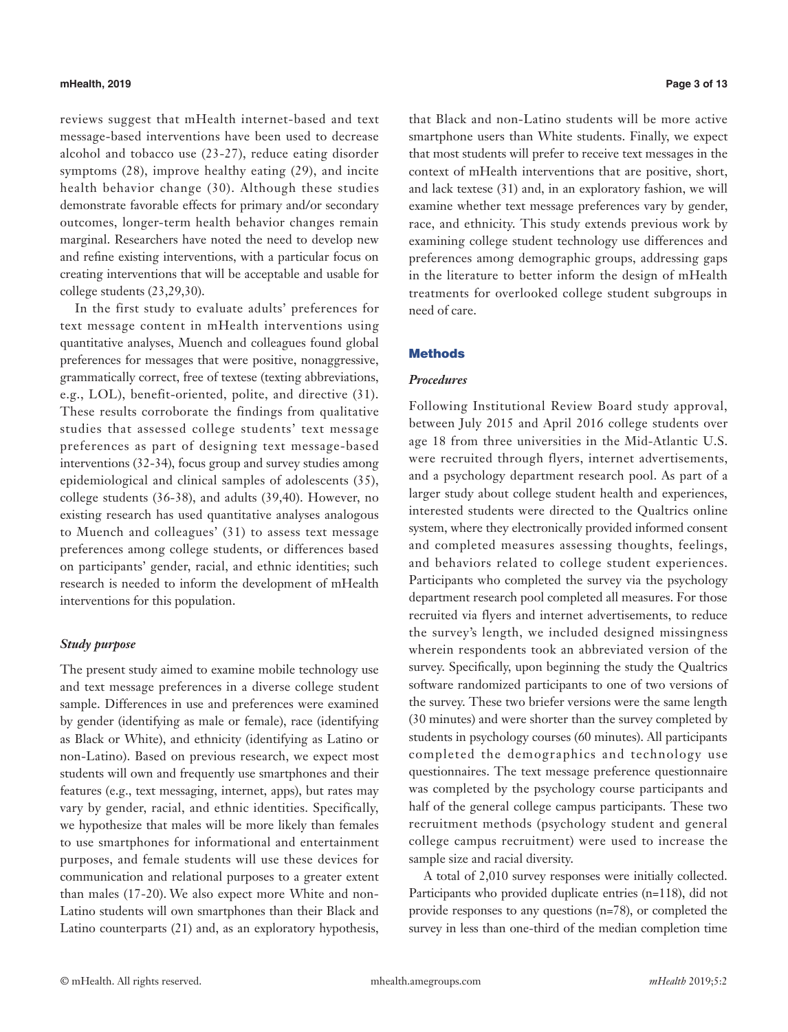reviews suggest that mHealth internet-based and text message-based interventions have been used to decrease alcohol and tobacco use (23-27), reduce eating disorder symptoms (28), improve healthy eating (29), and incite health behavior change (30). Although these studies demonstrate favorable effects for primary and/or secondary outcomes, longer-term health behavior changes remain marginal. Researchers have noted the need to develop new and refine existing interventions, with a particular focus on creating interventions that will be acceptable and usable for college students (23,29,30).

In the first study to evaluate adults' preferences for text message content in mHealth interventions using quantitative analyses, Muench and colleagues found global preferences for messages that were positive, nonaggressive, grammatically correct, free of textese (texting abbreviations, e.g., LOL), benefit-oriented, polite, and directive (31). These results corroborate the findings from qualitative studies that assessed college students' text message preferences as part of designing text message-based interventions (32-34), focus group and survey studies among epidemiological and clinical samples of adolescents (35), college students (36-38), and adults (39,40). However, no existing research has used quantitative analyses analogous to Muench and colleagues' (31) to assess text message preferences among college students, or differences based on participants' gender, racial, and ethnic identities; such research is needed to inform the development of mHealth interventions for this population.

### *Study purpose*

The present study aimed to examine mobile technology use and text message preferences in a diverse college student sample. Differences in use and preferences were examined by gender (identifying as male or female), race (identifying as Black or White), and ethnicity (identifying as Latino or non-Latino). Based on previous research, we expect most students will own and frequently use smartphones and their features (e.g., text messaging, internet, apps), but rates may vary by gender, racial, and ethnic identities. Specifically, we hypothesize that males will be more likely than females to use smartphones for informational and entertainment purposes, and female students will use these devices for communication and relational purposes to a greater extent than males (17-20). We also expect more White and non-Latino students will own smartphones than their Black and Latino counterparts (21) and, as an exploratory hypothesis, that Black and non-Latino students will be more active smartphone users than White students. Finally, we expect that most students will prefer to receive text messages in the context of mHealth interventions that are positive, short, and lack textese (31) and, in an exploratory fashion, we will examine whether text message preferences vary by gender, race, and ethnicity. This study extends previous work by examining college student technology use differences and preferences among demographic groups, addressing gaps in the literature to better inform the design of mHealth treatments for overlooked college student subgroups in need of care.

## Methods

### *Procedures*

Following Institutional Review Board study approval, between July 2015 and April 2016 college students over age 18 from three universities in the Mid-Atlantic U.S. were recruited through flyers, internet advertisements, and a psychology department research pool. As part of a larger study about college student health and experiences, interested students were directed to the Qualtrics online system, where they electronically provided informed consent and completed measures assessing thoughts, feelings, and behaviors related to college student experiences. Participants who completed the survey via the psychology department research pool completed all measures. For those recruited via flyers and internet advertisements, to reduce the survey's length, we included designed missingness wherein respondents took an abbreviated version of the survey. Specifically, upon beginning the study the Qualtrics software randomized participants to one of two versions of the survey. These two briefer versions were the same length (30 minutes) and were shorter than the survey completed by students in psychology courses (60 minutes). All participants completed the demographics and technology use questionnaires. The text message preference questionnaire was completed by the psychology course participants and half of the general college campus participants. These two recruitment methods (psychology student and general college campus recruitment) were used to increase the sample size and racial diversity.

A total of 2,010 survey responses were initially collected. Participants who provided duplicate entries (n=118), did not provide responses to any questions (n=78), or completed the survey in less than one-third of the median completion time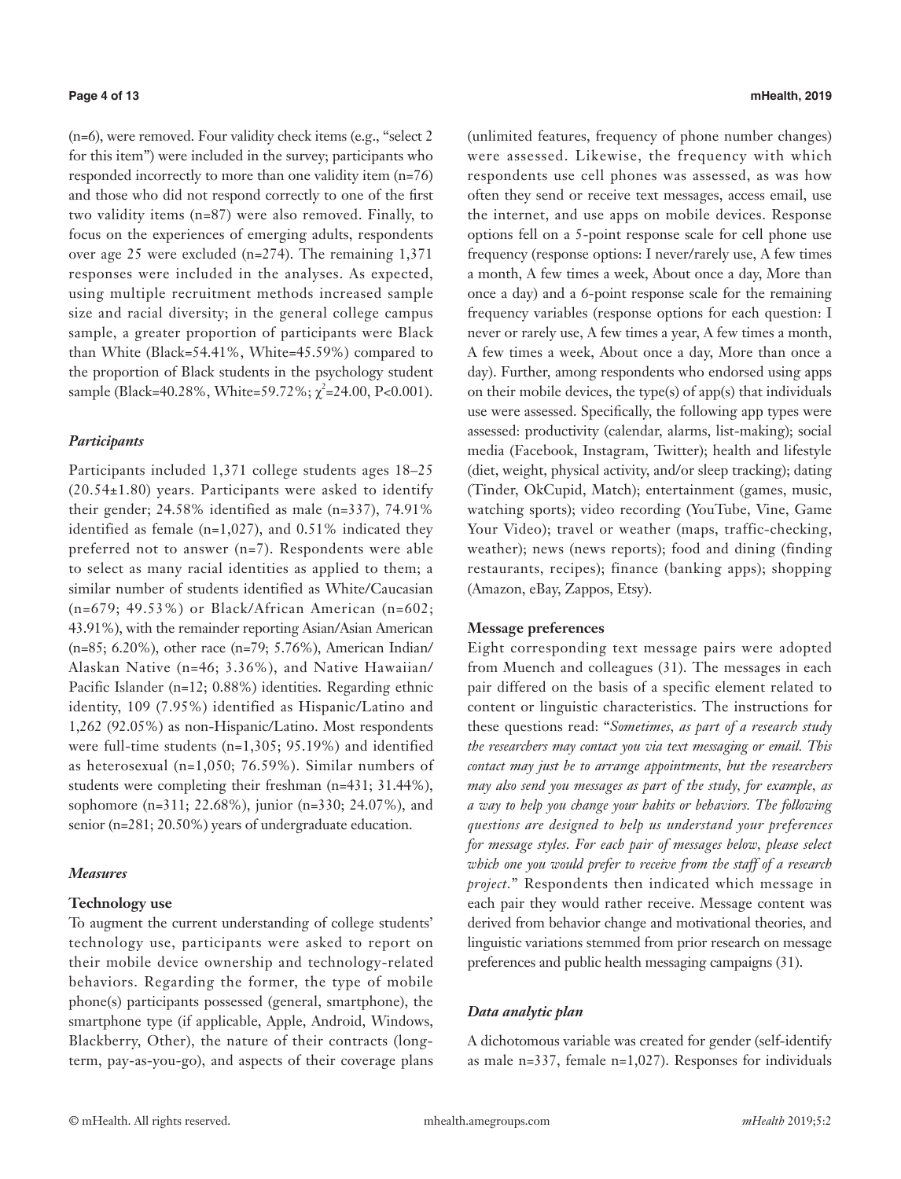(n=6), were removed. Four validity check items (e.g., "select 2 for this item") were included in the survey; participants who responded incorrectly to more than one validity item (n=76) and those who did not respond correctly to one of the first two validity items (n=87) were also removed. Finally, to focus on the experiences of emerging adults, respondents over age 25 were excluded (n=274). The remaining 1,371 responses were included in the analyses. As expected, using multiple recruitment methods increased sample size and racial diversity; in the general college campus sample, a greater proportion of participants were Black than White (Black=54.41%, White=45.59%) compared to the proportion of Black students in the psychology student sample (Black=40.28%, White=59.72%; $\chi^2$=24.00, P<0.001).

### *Participants*

Participants included 1,371 college students ages 18–25 (20.54±1.80) years. Participants were asked to identify their gender; 24.58% identified as male (n=337), 74.91% identified as female (n=1,027), and 0.51% indicated they preferred not to answer (n=7). Respondents were able to select as many racial identities as applied to them; a similar number of students identified as White/Caucasian (n=679; 49.53%) or Black/African American (n=602; 43.91%), with the remainder reporting Asian/Asian American (n=85; 6.20%), other race (n=79; 5.76%), American Indian/Alaskan Native (n=46; 3.36%), and Native Hawaiian/Pacific Islander (n=12; 0.88%) identities. Regarding ethnic identity, 109 (7.95%) identified as Hispanic/Latino and 1,262 (92.05%) as non-Hispanic/Latino. Most respondents were full-time students (n=1,305; 95.19%) and identified as heterosexual (n=1,050; 76.59%). Similar numbers of students were completing their freshman (n=431; 31.44%), sophomore (n=311; 22.68%), junior (n=330; 24.07%), and senior (n=281; 20.50%) years of undergraduate education.

### *Measures*

#### Technology use

To augment the current understanding of college students' technology use, participants were asked to report on their mobile device ownership and technology-related behaviors. Regarding the former, the type of mobile phone(s) participants possessed (general, smartphone), the smartphone type (if applicable, Apple, Android, Windows, Blackberry, Other), the nature of their contracts (long-term, pay-as-you-go), and aspects of their coverage plans (unlimited features, frequency of phone number changes) were assessed. Likewise, the frequency with which respondents use cell phones was assessed, as was how often they send or receive text messages, access email, use the internet, and use apps on mobile devices. Response options fell on a 5-point response scale for cell phone use frequency (response options: I never/rarely use, A few times a month, A few times a week, About once a day, More than once a day) and a 6-point response scale for the remaining frequency variables (response options for each question: I never or rarely use, A few times a year, A few times a month, A few times a week, About once a day, More than once a day). Further, among respondents who endorsed using apps on their mobile devices, the type(s) of app(s) that individuals use were assessed. Specifically, the following app types were assessed: productivity (calendar, alarms, list-making); social media (Facebook, Instagram, Twitter); health and lifestyle (diet, weight, physical activity, and/or sleep tracking); dating (Tinder, OkCupid, Match); entertainment (games, music, watching sports); video recording (YouTube, Vine, Game Your Video); travel or weather (maps, traffic-checking, weather); news (news reports); food and dining (finding restaurants, recipes); finance (banking apps); shopping (Amazon, eBay, Zappos, Etsy).

#### Message preferences

Eight corresponding text message pairs were adopted from Muench and colleagues (31). The messages in each pair differed on the basis of a specific element related to content or linguistic characteristics. The instructions for these questions read: "*Sometimes, as part of a research study the researchers may contact you via text messaging or email. This contact may just be to arrange appointments, but the researchers may also send you messages as part of the study, for example, as a way to help you change your habits or behaviors. The following questions are designed to help us understand your preferences for message styles. For each pair of messages below, please select which one you would prefer to receive from the staff of a research project.*" Respondents then indicated which message in each pair they would rather receive. Message content was derived from behavior change and motivational theories, and linguistic variations stemmed from prior research on message preferences and public health messaging campaigns (31).

### *Data analytic plan*

A dichotomous variable was created for gender (self-identify as male n=337, female n=1,027). Responses for individuals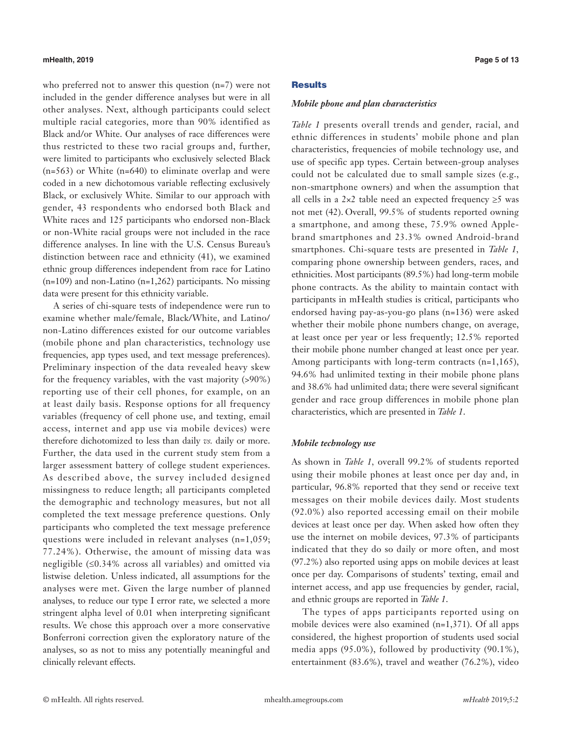who preferred not to answer this question (n=7) were not included in the gender difference analyses but were in all other analyses. Next, although participants could select multiple racial categories, more than 90% identified as Black and/or White. Our analyses of race differences were thus restricted to these two racial groups and, further, were limited to participants who exclusively selected Black (n=563) or White (n=640) to eliminate overlap and were coded in a new dichotomous variable reflecting exclusively Black, or exclusively White. Similar to our approach with gender, 43 respondents who endorsed both Black and White races and 125 participants who endorsed non-Black or non-White racial groups were not included in the race difference analyses. In line with the U.S. Census Bureau's distinction between race and ethnicity (41), we examined ethnic group differences independent from race for Latino (n=109) and non-Latino (n=1,262) participants. No missing data were present for this ethnicity variable.

A series of chi-square tests of independence were run to examine whether male/female, Black/White, and Latino/non-Latino differences existed for our outcome variables (mobile phone and plan characteristics, technology use frequencies, app types used, and text message preferences). Preliminary inspection of the data revealed heavy skew for the frequency variables, with the vast majority (>90%) reporting use of their cell phones, for example, on an at least daily basis. Response options for all frequency variables (frequency of cell phone use, and texting, email access, internet and app use via mobile devices) were therefore dichotomized to less than daily *vs.* daily or more. Further, the data used in the current study stem from a larger assessment battery of college student experiences. As described above, the survey included designed missingness to reduce length; all participants completed the demographic and technology measures, but not all completed the text message preference questions. Only participants who completed the text message preference questions were included in relevant analyses (n=1,059; 77.24%). Otherwise, the amount of missing data was negligible (≤0.34% across all variables) and omitted via listwise deletion. Unless indicated, all assumptions for the analyses were met. Given the large number of planned analyses, to reduce our type I error rate, we selected a more stringent alpha level of 0.01 when interpreting significant results. We chose this approach over a more conservative Bonferroni correction given the exploratory nature of the analyses, so as not to miss any potentially meaningful and clinically relevant effects.

## Results

### *Mobile phone and plan characteristics*

*Table 1* presents overall trends and gender, racial, and ethnic differences in students' mobile phone and plan characteristics, frequencies of mobile technology use, and use of specific app types. Certain between-group analyses could not be calculated due to small sample sizes (e.g., non-smartphone owners) and when the assumption that all cells in a 2×2 table need an expected frequency ≥5 was not met (42). Overall, 99.5% of students reported owning a smartphone, and among these, 75.9% owned Apple-brand smartphones and 23.3% owned Android-brand smartphones. Chi-square tests are presented in *Table 1*, comparing phone ownership between genders, races, and ethnicities. Most participants (89.5%) had long-term mobile phone contracts. As the ability to maintain contact with participants in mHealth studies is critical, participants who endorsed having pay-as-you-go plans (n=136) were asked whether their mobile phone numbers change, on average, at least once per year or less frequently; 12.5% reported their mobile phone number changed at least once per year. Among participants with long-term contracts (n=1,165), 94.6% had unlimited texting in their mobile phone plans and 38.6% had unlimited data; there were several significant gender and race group differences in mobile phone plan characteristics, which are presented in *Table 1*.

### *Mobile technology use*

As shown in *Table 1*, overall 99.2% of students reported using their mobile phones at least once per day and, in particular, 96.8% reported that they send or receive text messages on their mobile devices daily. Most students (92.0%) also reported accessing email on their mobile devices at least once per day. When asked how often they use the internet on mobile devices, 97.3% of participants indicated that they do so daily or more often, and most (97.2%) also reported using apps on mobile devices at least once per day. Comparisons of students' texting, email and internet access, and app use frequencies by gender, racial, and ethnic groups are reported in *Table 1*.

The types of apps participants reported using on mobile devices were also examined (n=1,371). Of all apps considered, the highest proportion of students used social media apps (95.0%), followed by productivity (90.1%), entertainment (83.6%), travel and weather (76.2%), video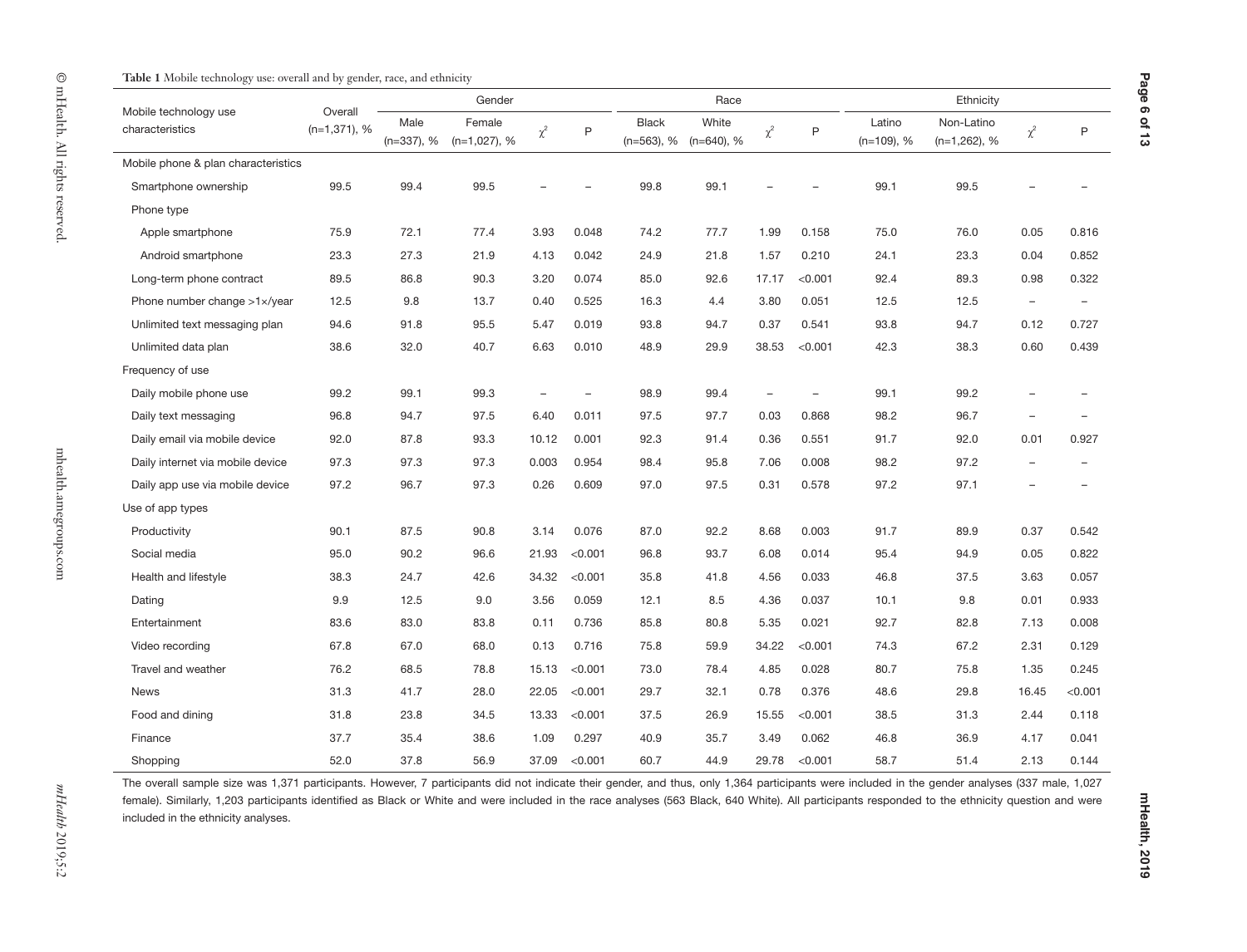**Table 1** Mobile technology use: overall and by gender, race, and ethnicity

| Mobile technology use characteristics | Overall (n=1,371), % | Gender | | | | Race | | | | Ethnicity | | | |
|---|---|---|---|---|---|---|---|---|---|---|---|---|---|
| | | Male (n=337), % | Female (n=1,027), % | $\chi^2$ | P | Black (n=563), % | White (n=640), % | $\chi^2$ | P | Latino (n=109), % | Non-Latino (n=1,262), % | $\chi^2$ | P |
| Mobile phone & plan characteristics | | | | | | | | | | | | | |
| Smartphone ownership | 99.5 | 99.4 | 99.5 | – | – | 99.8 | 99.1 | – | – | 99.1 | 99.5 | – | – |
| Phone type | | | | | | | | | | | | | |
| Apple smartphone | 75.9 | 72.1 | 77.4 | 3.93 | 0.048 | 74.2 | 77.7 | 1.99 | 0.158 | 75.0 | 76.0 | 0.05 | 0.816 |
| Android smartphone | 23.3 | 27.3 | 21.9 | 4.13 | 0.042 | 24.9 | 21.8 | 1.57 | 0.210 | 24.1 | 23.3 | 0.04 | 0.852 |
| Long-term phone contract | 89.5 | 86.8 | 90.3 | 3.20 | 0.074 | 85.0 | 92.6 | 17.17 | <0.001 | 92.4 | 89.3 | 0.98 | 0.322 |
| Phone number change >1×/year | 12.5 | 9.8 | 13.7 | 0.40 | 0.525 | 16.3 | 4.4 | 3.80 | 0.051 | 12.5 | 12.5 | – | – |
| Unlimited text messaging plan | 94.6 | 91.8 | 95.5 | 5.47 | 0.019 | 93.8 | 94.7 | 0.37 | 0.541 | 93.8 | 94.7 | 0.12 | 0.727 |
| Unlimited data plan | 38.6 | 32.0 | 40.7 | 6.63 | 0.010 | 48.9 | 29.9 | 38.53 | <0.001 | 42.3 | 38.3 | 0.60 | 0.439 |
| Frequency of use | | | | | | | | | | | | | |
| Daily mobile phone use | 99.2 | 99.1 | 99.3 | – | – | 98.9 | 99.4 | – | – | 99.1 | 99.2 | – | – |
| Daily text messaging | 96.8 | 94.7 | 97.5 | 6.40 | 0.011 | 97.5 | 97.7 | 0.03 | 0.868 | 98.2 | 96.7 | – | – |
| Daily email via mobile device | 92.0 | 87.8 | 93.3 | 10.12 | 0.001 | 92.3 | 91.4 | 0.36 | 0.551 | 91.7 | 92.0 | 0.01 | 0.927 |
| Daily internet via mobile device | 97.3 | 97.3 | 97.3 | 0.003 | 0.954 | 98.4 | 95.8 | 7.06 | 0.008 | 98.2 | 97.2 | – | – |
| Daily app use via mobile device | 97.2 | 96.7 | 97.3 | 0.26 | 0.609 | 97.0 | 97.5 | 0.31 | 0.578 | 97.2 | 97.1 | – | – |
| Use of app types | | | | | | | | | | | | | |
| Productivity | 90.1 | 87.5 | 90.8 | 3.14 | 0.076 | 87.0 | 92.2 | 8.68 | 0.003 | 91.7 | 89.9 | 0.37 | 0.542 |
| Social media | 95.0 | 90.2 | 96.6 | 21.93 | <0.001 | 96.8 | 93.7 | 6.08 | 0.014 | 95.4 | 94.9 | 0.05 | 0.822 |
| Health and lifestyle | 38.3 | 24.7 | 42.6 | 34.32 | <0.001 | 35.8 | 41.8 | 4.56 | 0.033 | 46.8 | 37.5 | 3.63 | 0.057 |
| Dating | 9.9 | 12.5 | 9.0 | 3.56 | 0.059 | 12.1 | 8.5 | 4.36 | 0.037 | 10.1 | 9.8 | 0.01 | 0.933 |
| Entertainment | 83.6 | 83.0 | 83.8 | 0.11 | 0.736 | 85.8 | 80.8 | 5.35 | 0.021 | 92.7 | 82.8 | 7.13 | 0.008 |
| Video recording | 67.8 | 67.0 | 68.0 | 0.13 | 0.716 | 75.8 | 59.9 | 34.22 | <0.001 | 74.3 | 67.2 | 2.31 | 0.129 |
| Travel and weather | 76.2 | 68.5 | 78.8 | 15.13 | <0.001 | 73.0 | 78.4 | 4.85 | 0.028 | 80.7 | 75.8 | 1.35 | 0.245 |
| News | 31.3 | 41.7 | 28.0 | 22.05 | <0.001 | 29.7 | 32.1 | 0.78 | 0.376 | 48.6 | 29.8 | 16.45 | <0.001 |
| Food and dining | 31.8 | 23.8 | 34.5 | 13.33 | <0.001 | 37.5 | 26.9 | 15.55 | <0.001 | 38.5 | 31.3 | 2.44 | 0.118 |
| Finance | 37.7 | 35.4 | 38.6 | 1.09 | 0.297 | 40.9 | 35.7 | 3.49 | 0.062 | 46.8 | 36.9 | 4.17 | 0.041 |
| Shopping | 52.0 | 37.8 | 56.9 | 37.09 | <0.001 | 60.7 | 44.9 | 29.78 | <0.001 | 58.7 | 51.4 | 2.13 | 0.144 |

The overall sample size was 1,371 participants. However, 7 participants did not indicate their gender, and thus, only 1,364 participants were included in the gender analyses (337 male, 1,027 female). Similarly, 1,203 participants identified as Black or White and were included in the race analyses (563 Black, 640 White). All participants responded to the ethnicity question and were included in the ethnicity analyses.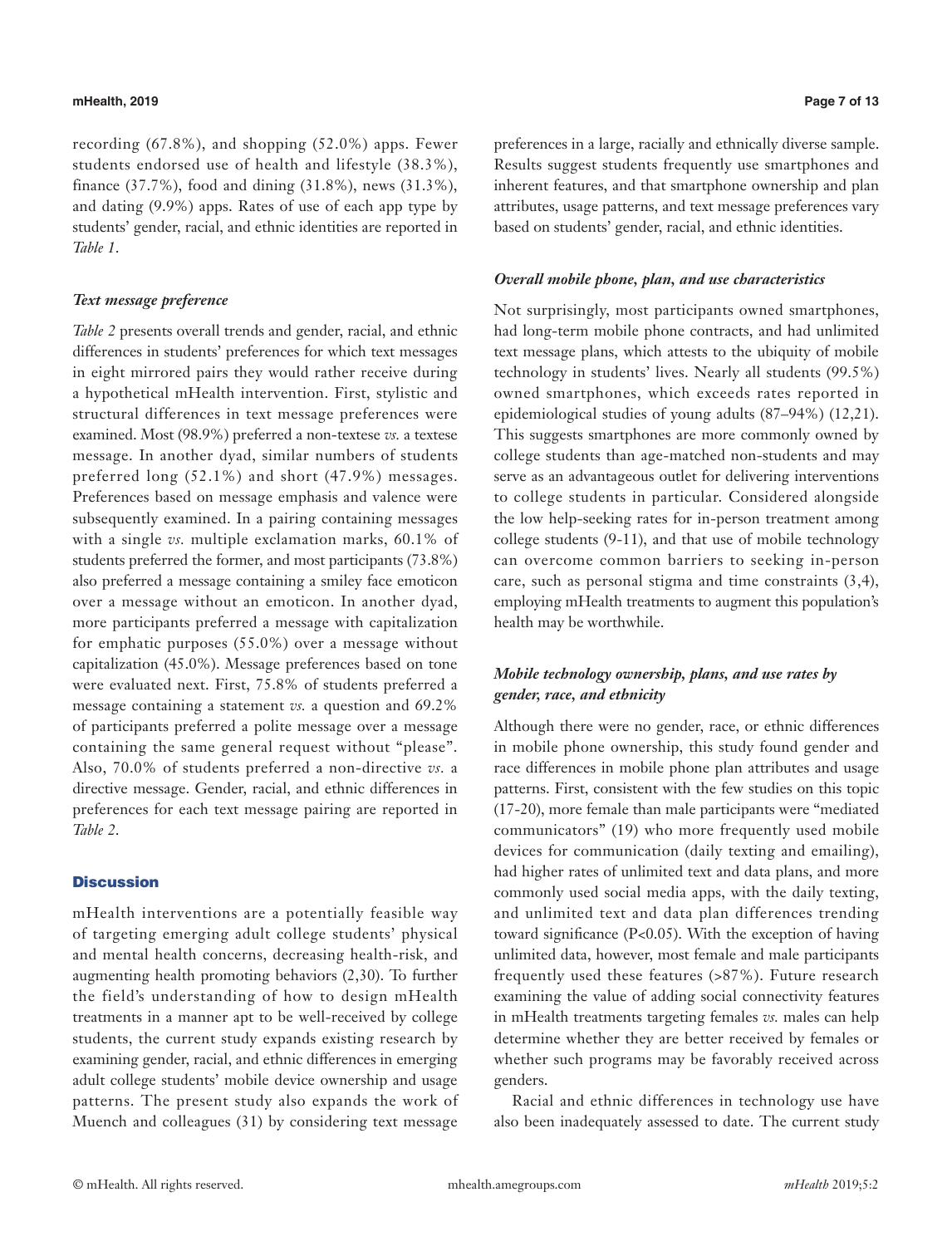recording (67.8%), and shopping (52.0%) apps. Fewer students endorsed use of health and lifestyle (38.3%), finance (37.7%), food and dining (31.8%), news (31.3%), and dating (9.9%) apps. Rates of use of each app type by students' gender, racial, and ethnic identities are reported in *Table 1*.

### *Text message preference*

*Table 2* presents overall trends and gender, racial, and ethnic differences in students' preferences for which text messages in eight mirrored pairs they would rather receive during a hypothetical mHealth intervention. First, stylistic and structural differences in text message preferences were examined. Most (98.9%) preferred a non-textese *vs.* a textese message. In another dyad, similar numbers of students preferred long (52.1%) and short (47.9%) messages. Preferences based on message emphasis and valence were subsequently examined. In a pairing containing messages with a single *vs.* multiple exclamation marks, 60.1% of students preferred the former, and most participants (73.8%) also preferred a message containing a smiley face emoticon over a message without an emoticon. In another dyad, more participants preferred a message with capitalization for emphatic purposes (55.0%) over a message without capitalization (45.0%). Message preferences based on tone were evaluated next. First, 75.8% of students preferred a message containing a statement *vs.* a question and 69.2% of participants preferred a polite message over a message containing the same general request without "please". Also, 70.0% of students preferred a non-directive *vs.* a directive message. Gender, racial, and ethnic differences in preferences for each text message pairing are reported in *Table 2*.

## Discussion

mHealth interventions are a potentially feasible way of targeting emerging adult college students' physical and mental health concerns, decreasing health-risk, and augmenting health promoting behaviors (2,30). To further the field's understanding of how to design mHealth treatments in a manner apt to be well-received by college students, the current study expands existing research by examining gender, racial, and ethnic differences in emerging adult college students' mobile device ownership and usage patterns. The present study also expands the work of Muench and colleagues (31) by considering text message preferences in a large, racially and ethnically diverse sample. Results suggest students frequently use smartphones and inherent features, and that smartphone ownership and plan attributes, usage patterns, and text message preferences vary based on students' gender, racial, and ethnic identities.

### *Overall mobile phone, plan, and use characteristics*

Not surprisingly, most participants owned smartphones, had long-term mobile phone contracts, and had unlimited text message plans, which attests to the ubiquity of mobile technology in students' lives. Nearly all students (99.5%) owned smartphones, which exceeds rates reported in epidemiological studies of young adults (87–94%) (12,21). This suggests smartphones are more commonly owned by college students than age-matched non-students and may serve as an advantageous outlet for delivering interventions to college students in particular. Considered alongside the low help-seeking rates for in-person treatment among college students (9-11), and that use of mobile technology can overcome common barriers to seeking in-person care, such as personal stigma and time constraints (3,4), employing mHealth treatments to augment this population's health may be worthwhile.

### *Mobile technology ownership, plans, and use rates by gender, race, and ethnicity*

Although there were no gender, race, or ethnic differences in mobile phone ownership, this study found gender and race differences in mobile phone plan attributes and usage patterns. First, consistent with the few studies on this topic (17-20), more female than male participants were "mediated communicators" (19) who more frequently used mobile devices for communication (daily texting and emailing), had higher rates of unlimited text and data plans, and more commonly used social media apps, with the daily texting, and unlimited text and data plan differences trending toward significance ($P<0.05$). With the exception of having unlimited data, however, most female and male participants frequently used these features (>87%). Future research examining the value of adding social connectivity features in mHealth treatments targeting females *vs.* males can help determine whether they are better received by females or whether such programs may be favorably received across genders.

Racial and ethnic differences in technology use have also been inadequately assessed to date. The current study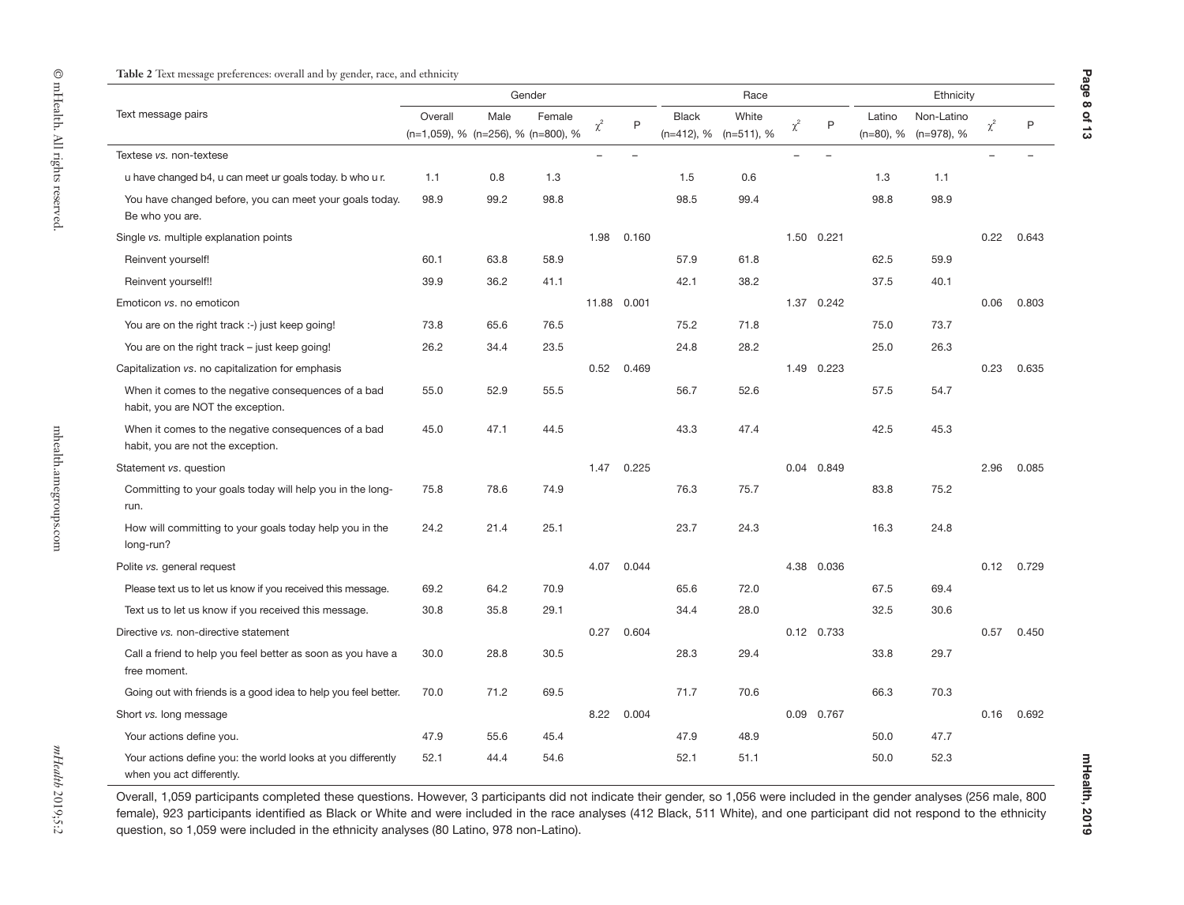**Table 2** Text message preferences: overall and by gender, race, and ethnicity

| Text message pairs | Gender | | | | | Race | | | | Ethnicity | | | |
|---|---|---|---|---|---|---|---|---|---|---|---|---|---|
| | Overall (n=1,059), % | Male (n=256), % | Female (n=800), % | $\chi^2$ | P | Black (n=412), % | White (n=511), % | $\chi^2$ | P | Latino (n=80), % | Non-Latino (n=978), % | $\chi^2$ | P |
| Textese *vs.* non-textese | | | | – | – | | | – | – | | | – | – |
| u have changed b4, u can meet ur goals today. b who u r. | 1.1 | 0.8 | 1.3 | | | 1.5 | 0.6 | | | 1.3 | 1.1 | | |
| You have changed before, you can meet your goals today. Be who you are. | 98.9 | 99.2 | 98.8 | | | 98.5 | 99.4 | | | 98.8 | 98.9 | | |
| Single *vs.* multiple explanation points | | | | 1.98 | 0.160 | | | 1.50 | 0.221 | | | 0.22 | 0.643 |
| Reinvent yourself! | 60.1 | 63.8 | 58.9 | | | 57.9 | 61.8 | | | 62.5 | 59.9 | | |
| Reinvent yourself!! | 39.9 | 36.2 | 41.1 | | | 42.1 | 38.2 | | | 37.5 | 40.1 | | |
| Emoticon *vs.* no emoticon | | | | 11.88 | 0.001 | | | 1.37 | 0.242 | | | 0.06 | 0.803 |
| You are on the right track :-) just keep going! | 73.8 | 65.6 | 76.5 | | | 75.2 | 71.8 | | | 75.0 | 73.7 | | |
| You are on the right track – just keep going! | 26.2 | 34.4 | 23.5 | | | 24.8 | 28.2 | | | 25.0 | 26.3 | | |
| Capitalization *vs.* no capitalization for emphasis | | | | 0.52 | 0.469 | | | 1.49 | 0.223 | | | 0.23 | 0.635 |
| When it comes to the negative consequences of a bad habit, you are NOT the exception. | 55.0 | 52.9 | 55.5 | | | 56.7 | 52.6 | | | 57.5 | 54.7 | | |
| When it comes to the negative consequences of a bad habit, you are not the exception. | 45.0 | 47.1 | 44.5 | | | 43.3 | 47.4 | | | 42.5 | 45.3 | | |
| Statement *vs.* question | | | | 1.47 | 0.225 | | | 0.04 | 0.849 | | | 2.96 | 0.085 |
| Committing to your goals today will help you in the long-run. | 75.8 | 78.6 | 74.9 | | | 76.3 | 75.7 | | | 83.8 | 75.2 | | |
| How will committing to your goals today help you in the long-run? | 24.2 | 21.4 | 25.1 | | | 23.7 | 24.3 | | | 16.3 | 24.8 | | |
| Polite *vs.* general request | | | | 4.07 | 0.044 | | | 4.38 | 0.036 | | | 0.12 | 0.729 |
| Please text us to let us know if you received this message. | 69.2 | 64.2 | 70.9 | | | 65.6 | 72.0 | | | 67.5 | 69.4 | | |
| Text us to let us know if you received this message. | 30.8 | 35.8 | 29.1 | | | 34.4 | 28.0 | | | 32.5 | 30.6 | | |
| Directive *vs.* non-directive statement | | | | 0.27 | 0.604 | | | 0.12 | 0.733 | | | 0.57 | 0.450 |
| Call a friend to help you feel better as soon as you have a free moment. | 30.0 | 28.8 | 30.5 | | | 28.3 | 29.4 | | | 33.8 | 29.7 | | |
| Going out with friends is a good idea to help you feel better. | 70.0 | 71.2 | 69.5 | | | 71.7 | 70.6 | | | 66.3 | 70.3 | | |
| Short *vs.* long message | | | | 8.22 | 0.004 | | | 0.09 | 0.767 | | | 0.16 | 0.692 |
| Your actions define you. | 47.9 | 55.6 | 45.4 | | | 47.9 | 48.9 | | | 50.0 | 47.7 | | |
| Your actions define you: the world looks at you differently when you act differently. | 52.1 | 44.4 | 54.6 | | | 52.1 | 51.1 | | | 50.0 | 52.3 | | |

Overall, 1,059 participants completed these questions. However, 3 participants did not indicate their gender, so 1,056 were included in the gender analyses (256 male, 800 female), 923 participants identified as Black or White and were included in the race analyses (412 Black, 511 White), and one participant did not respond to the ethnicity question, so 1,059 were included in the ethnicity analyses (80 Latino, 978 non-Latino).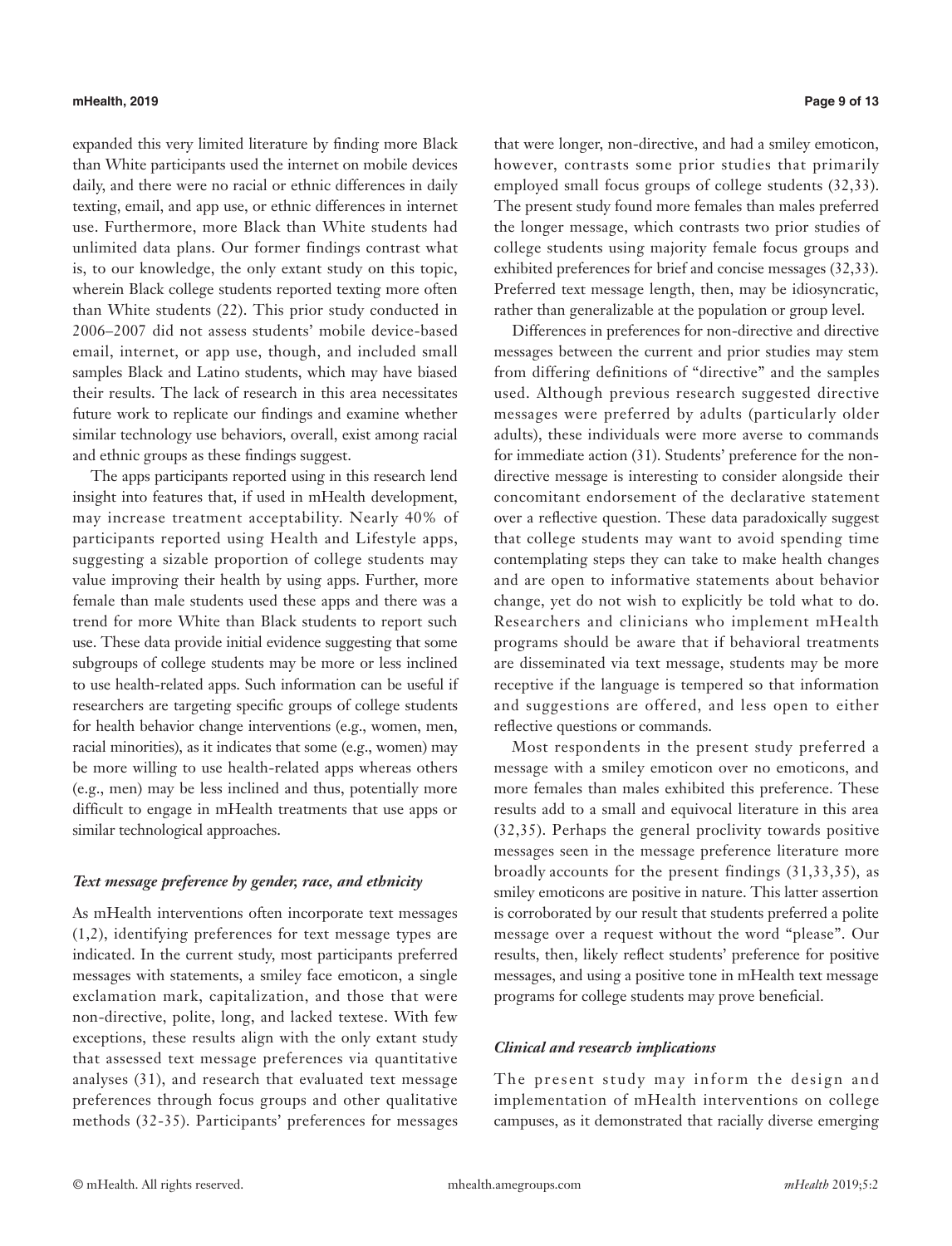expanded this very limited literature by finding more Black than White participants used the internet on mobile devices daily, and there were no racial or ethnic differences in daily texting, email, and app use, or ethnic differences in internet use. Furthermore, more Black than White students had unlimited data plans. Our former findings contrast what is, to our knowledge, the only extant study on this topic, wherein Black college students reported texting more often than White students (22). This prior study conducted in 2006–2007 did not assess students' mobile device-based email, internet, or app use, though, and included small samples Black and Latino students, which may have biased their results. The lack of research in this area necessitates future work to replicate our findings and examine whether similar technology use behaviors, overall, exist among racial and ethnic groups as these findings suggest.

The apps participants reported using in this research lend insight into features that, if used in mHealth development, may increase treatment acceptability. Nearly 40% of participants reported using Health and Lifestyle apps, suggesting a sizable proportion of college students may value improving their health by using apps. Further, more female than male students used these apps and there was a trend for more White than Black students to report such use. These data provide initial evidence suggesting that some subgroups of college students may be more or less inclined to use health-related apps. Such information can be useful if researchers are targeting specific groups of college students for health behavior change interventions (e.g., women, men, racial minorities), as it indicates that some (e.g., women) may be more willing to use health-related apps whereas others (e.g., men) may be less inclined and thus, potentially more difficult to engage in mHealth treatments that use apps or similar technological approaches.

### *Text message preference by gender, race, and ethnicity*

As mHealth interventions often incorporate text messages (1,2), identifying preferences for text message types are indicated. In the current study, most participants preferred messages with statements, a smiley face emoticon, a single exclamation mark, capitalization, and those that were non-directive, polite, long, and lacked textese. With few exceptions, these results align with the only extant study that assessed text message preferences via quantitative analyses (31), and research that evaluated text message preferences through focus groups and other qualitative methods (32-35). Participants' preferences for messages that were longer, non-directive, and had a smiley emoticon, however, contrasts some prior studies that primarily employed small focus groups of college students (32,33). The present study found more females than males preferred the longer message, which contrasts two prior studies of college students using majority female focus groups and exhibited preferences for brief and concise messages (32,33). Preferred text message length, then, may be idiosyncratic, rather than generalizable at the population or group level.

Differences in preferences for non-directive and directive messages between the current and prior studies may stem from differing definitions of "directive" and the samples used. Although previous research suggested directive messages were preferred by adults (particularly older adults), these individuals were more averse to commands for immediate action (31). Students' preference for the non-directive message is interesting to consider alongside their concomitant endorsement of the declarative statement over a reflective question. These data paradoxically suggest that college students may want to avoid spending time contemplating steps they can take to make health changes and are open to informative statements about behavior change, yet do not wish to explicitly be told what to do. Researchers and clinicians who implement mHealth programs should be aware that if behavioral treatments are disseminated via text message, students may be more receptive if the language is tempered so that information and suggestions are offered, and less open to either reflective questions or commands.

Most respondents in the present study preferred a message with a smiley emoticon over no emoticons, and more females than males exhibited this preference. These results add to a small and equivocal literature in this area (32,35). Perhaps the general proclivity towards positive messages seen in the message preference literature more broadly accounts for the present findings (31,33,35), as smiley emoticons are positive in nature. This latter assertion is corroborated by our result that students preferred a polite message over a request without the word "please". Our results, then, likely reflect students' preference for positive messages, and using a positive tone in mHealth text message programs for college students may prove beneficial.

### *Clinical and research implications*

The present study may inform the design and implementation of mHealth interventions on college campuses, as it demonstrated that racially diverse emerging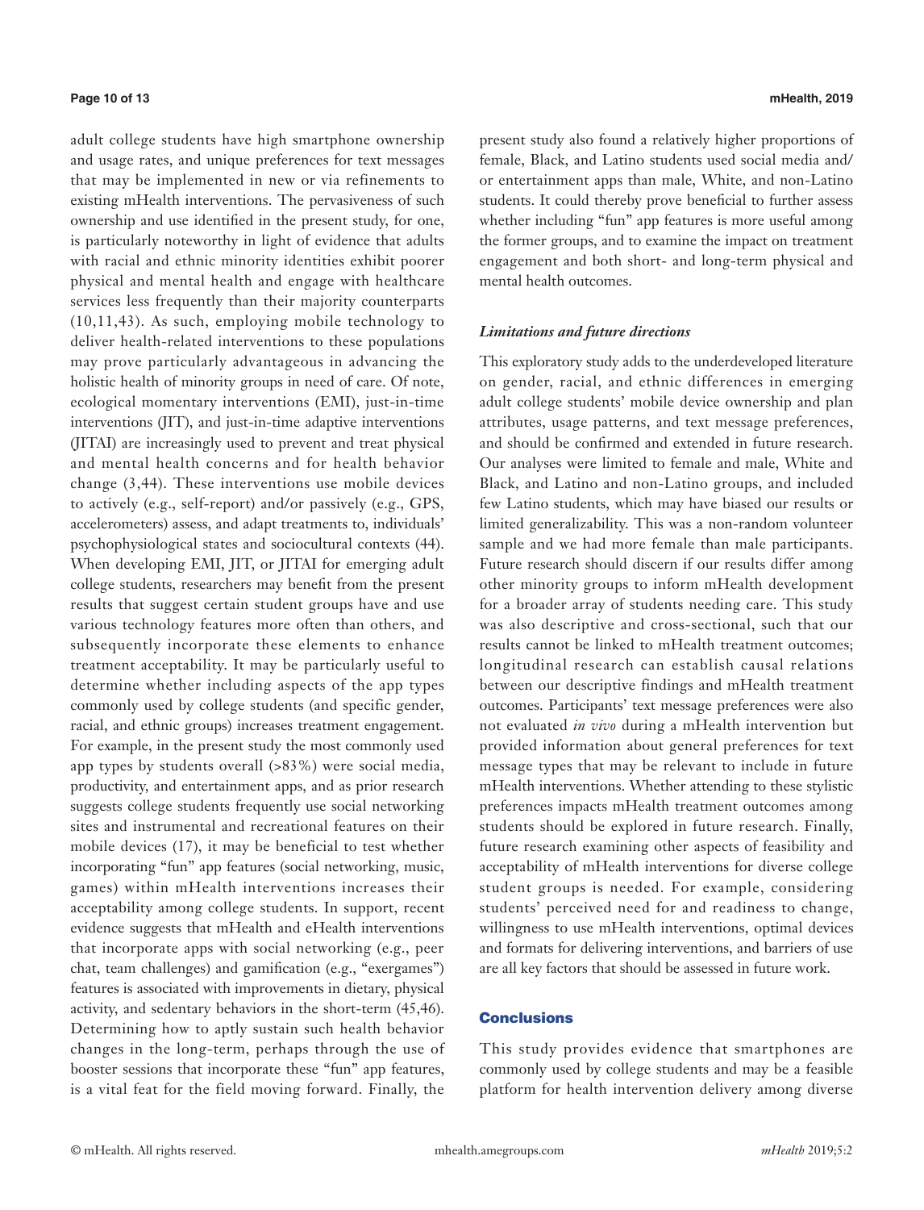adult college students have high smartphone ownership and usage rates, and unique preferences for text messages that may be implemented in new or via refinements to existing mHealth interventions. The pervasiveness of such ownership and use identified in the present study, for one, is particularly noteworthy in light of evidence that adults with racial and ethnic minority identities exhibit poorer physical and mental health and engage with healthcare services less frequently than their majority counterparts (10,11,43). As such, employing mobile technology to deliver health-related interventions to these populations may prove particularly advantageous in advancing the holistic health of minority groups in need of care. Of note, ecological momentary interventions (EMI), just-in-time interventions (JIT), and just-in-time adaptive interventions (JITAI) are increasingly used to prevent and treat physical and mental health concerns and for health behavior change (3,44). These interventions use mobile devices to actively (e.g., self-report) and/or passively (e.g., GPS, accelerometers) assess, and adapt treatments to, individuals' psychophysiological states and sociocultural contexts (44). When developing EMI, JIT, or JITAI for emerging adult college students, researchers may benefit from the present results that suggest certain student groups have and use various technology features more often than others, and subsequently incorporate these elements to enhance treatment acceptability. It may be particularly useful to determine whether including aspects of the app types commonly used by college students (and specific gender, racial, and ethnic groups) increases treatment engagement. For example, in the present study the most commonly used app types by students overall (>83%) were social media, productivity, and entertainment apps, and as prior research suggests college students frequently use social networking sites and instrumental and recreational features on their mobile devices (17), it may be beneficial to test whether incorporating "fun" app features (social networking, music, games) within mHealth interventions increases their acceptability among college students. In support, recent evidence suggests that mHealth and eHealth interventions that incorporate apps with social networking (e.g., peer chat, team challenges) and gamification (e.g., "exergames") features is associated with improvements in dietary, physical activity, and sedentary behaviors in the short-term (45,46). Determining how to aptly sustain such health behavior changes in the long-term, perhaps through the use of booster sessions that incorporate these "fun" app features, is a vital feat for the field moving forward. Finally, the present study also found a relatively higher proportions of female, Black, and Latino students used social media and/or entertainment apps than male, White, and non-Latino students. It could thereby prove beneficial to further assess whether including "fun" app features is more useful among the former groups, and to examine the impact on treatment engagement and both short- and long-term physical and mental health outcomes.

### *Limitations and future directions*

This exploratory study adds to the underdeveloped literature on gender, racial, and ethnic differences in emerging adult college students' mobile device ownership and plan attributes, usage patterns, and text message preferences, and should be confirmed and extended in future research. Our analyses were limited to female and male, White and Black, and Latino and non-Latino groups, and included few Latino students, which may have biased our results or limited generalizability. This was a non-random volunteer sample and we had more female than male participants. Future research should discern if our results differ among other minority groups to inform mHealth development for a broader array of students needing care. This study was also descriptive and cross-sectional, such that our results cannot be linked to mHealth treatment outcomes; longitudinal research can establish causal relations between our descriptive findings and mHealth treatment outcomes. Participants' text message preferences were also not evaluated *in vivo* during a mHealth intervention but provided information about general preferences for text message types that may be relevant to include in future mHealth interventions. Whether attending to these stylistic preferences impacts mHealth treatment outcomes among students should be explored in future research. Finally, future research examining other aspects of feasibility and acceptability of mHealth interventions for diverse college student groups is needed. For example, considering students' perceived need for and readiness to change, willingness to use mHealth interventions, optimal devices and formats for delivering interventions, and barriers of use are all key factors that should be assessed in future work.

## Conclusions

This study provides evidence that smartphones are commonly used by college students and may be a feasible platform for health intervention delivery among diverse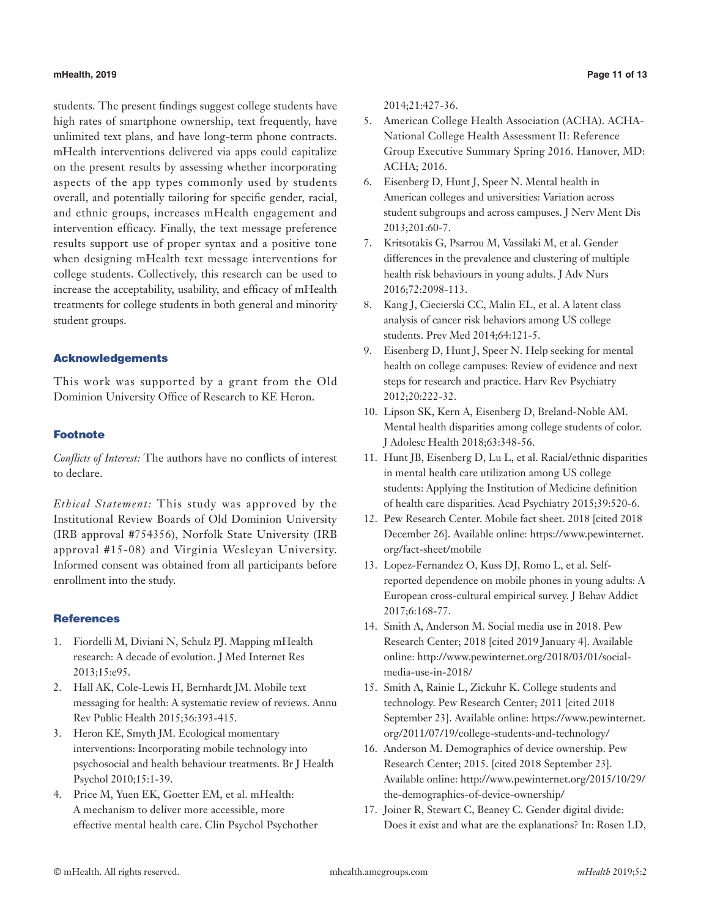students. The present findings suggest college students have high rates of smartphone ownership, text frequently, have unlimited text plans, and have long-term phone contracts. mHealth interventions delivered via apps could capitalize on the present results by assessing whether incorporating aspects of the app types commonly used by students overall, and potentially tailoring for specific gender, racial, and ethnic groups, increases mHealth engagement and intervention efficacy. Finally, the text message preference results support use of proper syntax and a positive tone when designing mHealth text message interventions for college students. Collectively, this research can be used to increase the acceptability, usability, and efficacy of mHealth treatments for college students in both general and minority student groups.

## Acknowledgements

This work was supported by a grant from the Old Dominion University Office of Research to KE Heron.

## Footnote

*Conflicts of Interest:* The authors have no conflicts of interest to declare.

*Ethical Statement:* This study was approved by the Institutional Review Boards of Old Dominion University (IRB approval #754356), Norfolk State University (IRB approval #15-08) and Virginia Wesleyan University. Informed consent was obtained from all participants before enrollment into the study.

## References

1. Fiordelli M, Diviani N, Schulz PJ. Mapping mHealth research: A decade of evolution. J Med Internet Res 2013;15:e95.
2. Hall AK, Cole-Lewis H, Bernhardt JM. Mobile text messaging for health: A systematic review of reviews. Annu Rev Public Health 2015;36:393-415.
3. Heron KE, Smyth JM. Ecological momentary interventions: Incorporating mobile technology into psychosocial and health behaviour treatments. Br J Health Psychol 2010;15:1-39.
4. Price M, Yuen EK, Goetter EM, et al. mHealth: A mechanism to deliver more accessible, more effective mental health care. Clin Psychol Psychother 2014;21:427-36.
5. American College Health Association (ACHA). ACHA-National College Health Assessment II: Reference Group Executive Summary Spring 2016. Hanover, MD: ACHA; 2016.
6. Eisenberg D, Hunt J, Speer N. Mental health in American colleges and universities: Variation across student subgroups and across campuses. J Nerv Ment Dis 2013;201:60-7.
7. Kritsotakis G, Psarrou M, Vassilaki M, et al. Gender differences in the prevalence and clustering of multiple health risk behaviours in young adults. J Adv Nurs 2016;72:2098-113.
8. Kang J, Ciecierski CC, Malin EL, et al. A latent class analysis of cancer risk behaviors among US college students. Prev Med 2014;64:121-5.
9. Eisenberg D, Hunt J, Speer N. Help seeking for mental health on college campuses: Review of evidence and next steps for research and practice. Harv Rev Psychiatry 2012;20:222-32.
10. Lipson SK, Kern A, Eisenberg D, Breland-Noble AM. Mental health disparities among college students of color. J Adolesc Health 2018;63:348-56.
11. Hunt JB, Eisenberg D, Lu L, et al. Racial/ethnic disparities in mental health care utilization among US college students: Applying the Institution of Medicine definition of health care disparities. Acad Psychiatry 2015;39:520-6.
12. Pew Research Center. Mobile fact sheet. 2018 [cited 2018 December 26]. Available online: https://www.pewinternet.org/fact-sheet/mobile
13. Lopez-Fernandez O, Kuss DJ, Romo L, et al. Self-reported dependence on mobile phones in young adults: A European cross-cultural empirical survey. J Behav Addict 2017;6:168-77.
14. Smith A, Anderson M. Social media use in 2018. Pew Research Center; 2018 [cited 2019 January 4]. Available online: http://www.pewinternet.org/2018/03/01/social-media-use-in-2018/
15. Smith A, Rainie L, Zickuhr K. College students and technology. Pew Research Center; 2011 [cited 2018 September 23]. Available online: https://www.pewinternet.org/2011/07/19/college-students-and-technology/
16. Anderson M. Demographics of device ownership. Pew Research Center; 2015. [cited 2018 September 23]. Available online: http://www.pewinternet.org/2015/10/29/the-demographics-of-device-ownership/
17. Joiner R, Stewart C, Beaney C. Gender digital divide: Does it exist and what are the explanations? In: Rosen LD,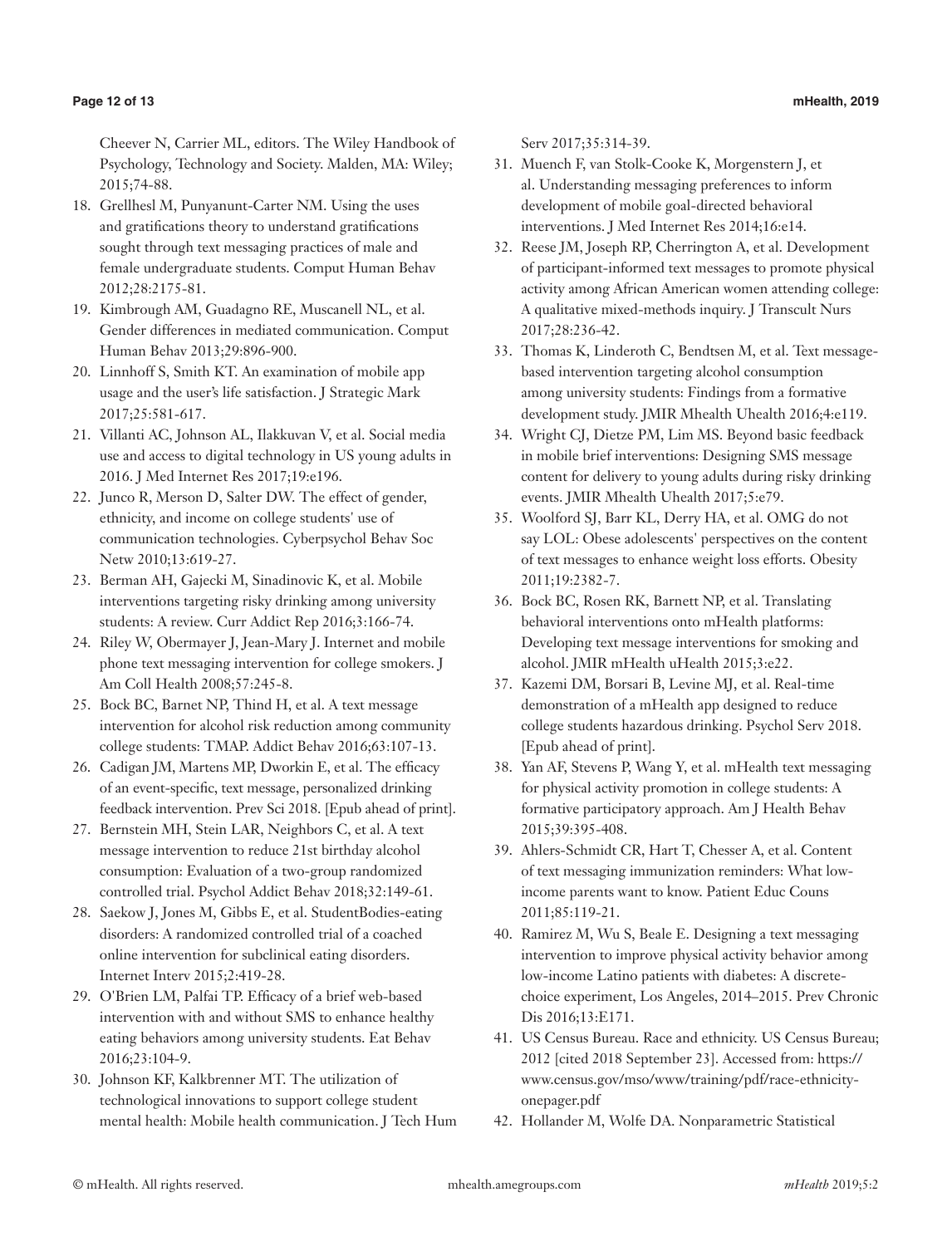Cheever N, Carrier ML, editors. The Wiley Handbook of Psychology, Technology and Society. Malden, MA: Wiley; 2015;74-88.

18. Grellhesl M, Punyanunt-Carter NM. Using the uses and gratifications theory to understand gratifications sought through text messaging practices of male and female undergraduate students. Comput Human Behav 2012;28:2175-81.
19. Kimbrough AM, Guadagno RE, Muscanell NL, et al. Gender differences in mediated communication. Comput Human Behav 2013;29:896-900.
20. Linnhoff S, Smith KT. An examination of mobile app usage and the user's life satisfaction. J Strategic Mark 2017;25:581-617.
21. Villanti AC, Johnson AL, Ilakkuvan V, et al. Social media use and access to digital technology in US young adults in 2016. J Med Internet Res 2017;19:e196.
22. Junco R, Merson D, Salter DW. The effect of gender, ethnicity, and income on college students' use of communication technologies. Cyberpsychol Behav Soc Netw 2010;13:619-27.
23. Berman AH, Gajecki M, Sinadinovic K, et al. Mobile interventions targeting risky drinking among university students: A review. Curr Addict Rep 2016;3:166-74.
24. Riley W, Obermayer J, Jean-Mary J. Internet and mobile phone text messaging intervention for college smokers. J Am Coll Health 2008;57:245-8.
25. Bock BC, Barnet NP, Thind H, et al. A text message intervention for alcohol risk reduction among community college students: TMAP. Addict Behav 2016;63:107-13.
26. Cadigan JM, Martens MP, Dworkin E, et al. The efficacy of an event-specific, text message, personalized drinking feedback intervention. Prev Sci 2018. [Epub ahead of print].
27. Bernstein MH, Stein LAR, Neighbors C, et al. A text message intervention to reduce 21st birthday alcohol consumption: Evaluation of a two-group randomized controlled trial. Psychol Addict Behav 2018;32:149-61.
28. Saekow J, Jones M, Gibbs E, et al. StudentBodies-eating disorders: A randomized controlled trial of a coached online intervention for subclinical eating disorders. Internet Interv 2015;2:419-28.
29. O'Brien LM, Palfai TP. Efficacy of a brief web-based intervention with and without SMS to enhance healthy eating behaviors among university students. Eat Behav 2016;23:104-9.
30. Johnson KF, Kalkbrenner MT. The utilization of technological innovations to support college student mental health: Mobile health communication. J Tech Hum Serv 2017;35:314-39.
31. Muench F, van Stolk-Cooke K, Morgenstern J, et al. Understanding messaging preferences to inform development of mobile goal-directed behavioral interventions. J Med Internet Res 2014;16:e14.
32. Reese JM, Joseph RP, Cherrington A, et al. Development of participant-informed text messages to promote physical activity among African American women attending college: A qualitative mixed-methods inquiry. J Transcult Nurs 2017;28:236-42.
33. Thomas K, Linderoth C, Bendtsen M, et al. Text message-based intervention targeting alcohol consumption among university students: Findings from a formative development study. JMIR Mhealth Uhealth 2016;4:e119.
34. Wright CJ, Dietze PM, Lim MS. Beyond basic feedback in mobile brief interventions: Designing SMS message content for delivery to young adults during risky drinking events. JMIR Mhealth Uhealth 2017;5:e79.
35. Woolford SJ, Barr KL, Derry HA, et al. OMG do not say LOL: Obese adolescents' perspectives on the content of text messages to enhance weight loss efforts. Obesity 2011;19:2382-7.
36. Bock BC, Rosen RK, Barnett NP, et al. Translating behavioral interventions onto mHealth platforms: Developing text message interventions for smoking and alcohol. JMIR mHealth uHealth 2015;3:e22.
37. Kazemi DM, Borsari B, Levine MJ, et al. Real-time demonstration of a mHealth app designed to reduce college students hazardous drinking. Psychol Serv 2018. [Epub ahead of print].
38. Yan AF, Stevens P, Wang Y, et al. mHealth text messaging for physical activity promotion in college students: A formative participatory approach. Am J Health Behav 2015;39:395-408.
39. Ahlers-Schmidt CR, Hart T, Chesser A, et al. Content of text messaging immunization reminders: What low-income parents want to know. Patient Educ Couns 2011;85:119-21.
40. Ramirez M, Wu S, Beale E. Designing a text messaging intervention to improve physical activity behavior among low-income Latino patients with diabetes: A discrete-choice experiment, Los Angeles, 2014–2015. Prev Chronic Dis 2016;13:E171.
41. US Census Bureau. Race and ethnicity. US Census Bureau; 2012 [cited 2018 September 23]. Accessed from: https://www.census.gov/mso/www/training/pdf/race-ethnicity-onepager.pdf
42. Hollander M, Wolfe DA. Nonparametric Statistical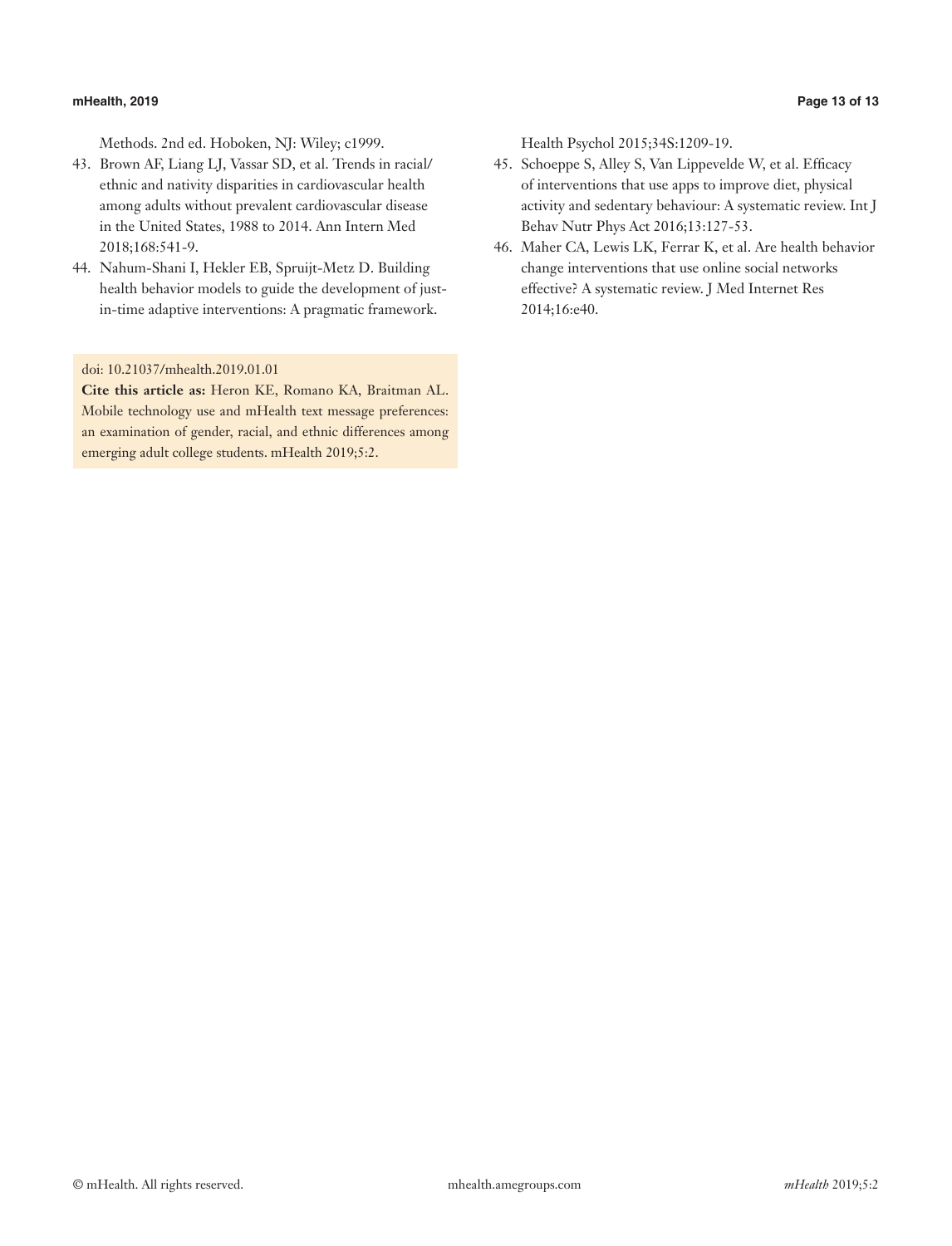Methods. 2nd ed. Hoboken, NJ: Wiley; c1999.

43. Brown AF, Liang LJ, Vassar SD, et al. Trends in racial/ethnic and nativity disparities in cardiovascular health among adults without prevalent cardiovascular disease in the United States, 1988 to 2014. Ann Intern Med 2018;168:541-9.
44. Nahum-Shani I, Hekler EB, Spruijt-Metz D. Building health behavior models to guide the development of just-in-time adaptive interventions: A pragmatic framework. Health Psychol 2015;34S:1209-19.
45. Schoeppe S, Alley S, Van Lippevelde W, et al. Efficacy of interventions that use apps to improve diet, physical activity and sedentary behaviour: A systematic review. Int J Behav Nutr Phys Act 2016;13:127-53.
46. Maher CA, Lewis LK, Ferrar K, et al. Are health behavior change interventions that use online social networks effective? A systematic review. J Med Internet Res 2014;16:e40.

doi: 10.21037/mhealth.2019.01.01

**Cite this article as:** Heron KE, Romano KA, Braitman AL. Mobile technology use and mHealth text message preferences: an examination of gender, racial, and ethnic differences among emerging adult college students. mHealth 2019;5:2.